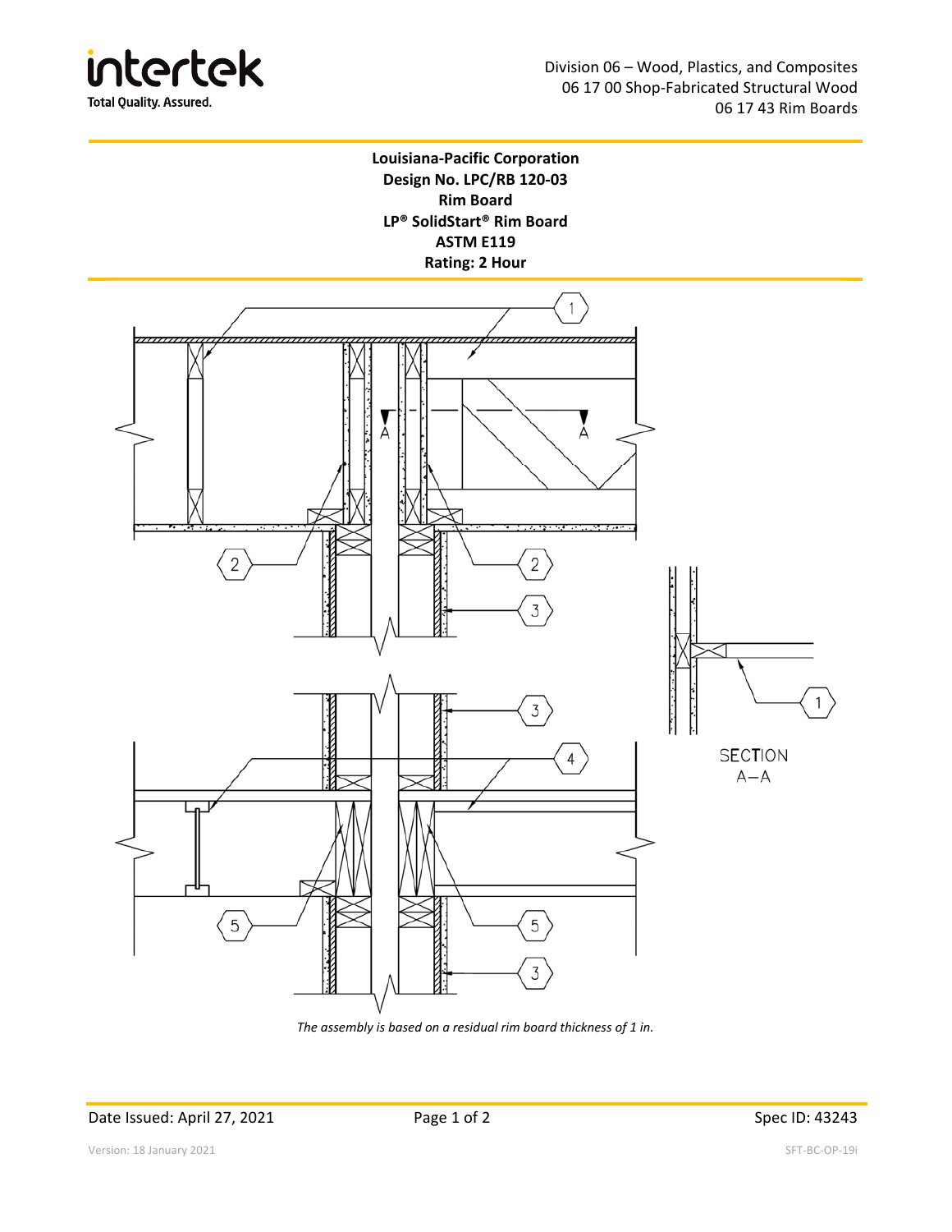Division 06 – Wood, Plastics, and Composites
06 17 00 Shop-Fabricated Structural Wood
06 17 43 Rim Boards

**Louisiana-Pacific Corporation**
**Design No. LPC/RB 120-03**
**Rim Board**
**LP® SolidStart® Rim Board**
**ASTM E119**
**Rating: 2 Hour**

SECTION A–A

*The assembly is based on a residual rim board thickness of 1 in.*

Date Issued: April 27, 2021

Spec ID: 43243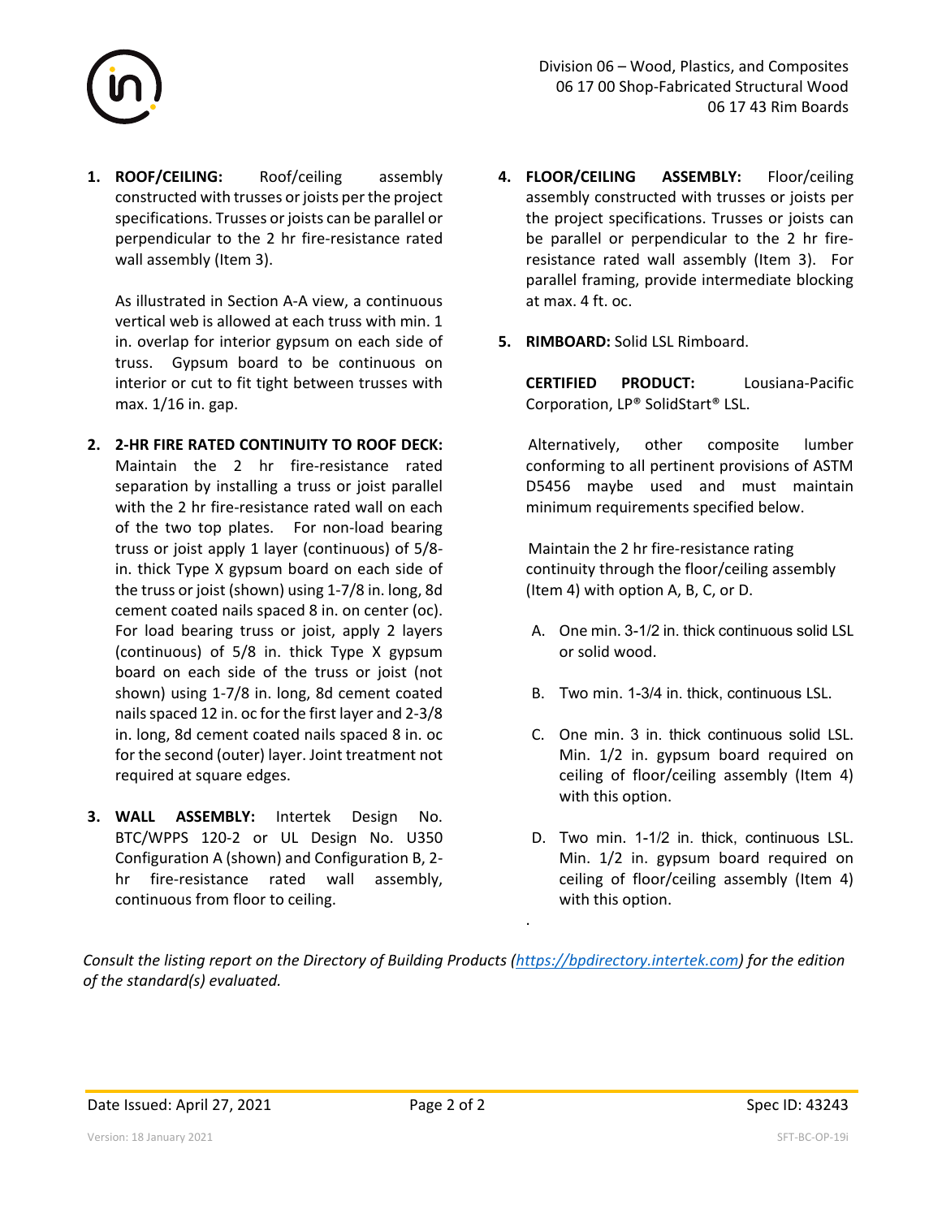1. **ROOF/CEILING:** Roof/ceiling assembly constructed with trusses or joists per the project specifications. Trusses or joists can be parallel or perpendicular to the 2 hr fire-resistance rated wall assembly (Item 3).

   As illustrated in Section A-A view, a continuous vertical web is allowed at each truss with min. 1 in. overlap for interior gypsum on each side of truss. Gypsum board to be continuous on interior or cut to fit tight between trusses with max. 1/16 in. gap.

2. **2-HR FIRE RATED CONTINUITY TO ROOF DECK:** Maintain the 2 hr fire-resistance rated separation by installing a truss or joist parallel with the 2 hr fire-resistance rated wall on each of the two top plates. For non-load bearing truss or joist apply 1 layer (continuous) of 5/8-in. thick Type X gypsum board on each side of the truss or joist (shown) using 1-7/8 in. long, 8d cement coated nails spaced 8 in. on center (oc). For load bearing truss or joist, apply 2 layers (continuous) of 5/8 in. thick Type X gypsum board on each side of the truss or joist (not shown) using 1-7/8 in. long, 8d cement coated nails spaced 12 in. oc for the first layer and 2-3/8 in. long, 8d cement coated nails spaced 8 in. oc for the second (outer) layer. Joint treatment not required at square edges.

3. **WALL ASSEMBLY:** Intertek Design No. BTC/WPPS 120-2 or UL Design No. U350 Configuration A (shown) and Configuration B, 2-hr fire-resistance rated wall assembly, continuous from floor to ceiling.

4. **FLOOR/CEILING ASSEMBLY:** Floor/ceiling assembly constructed with trusses or joists per the project specifications. Trusses or joists can be parallel or perpendicular to the 2 hr fire-resistance rated wall assembly (Item 3). For parallel framing, provide intermediate blocking at max. 4 ft. oc.

5. **RIMBOARD:** Solid LSL Rimboard.

   **CERTIFIED PRODUCT:** Lousiana-Pacific Corporation, LP® SolidStart® LSL.

   Alternatively, other composite lumber conforming to all pertinent provisions of ASTM D5456 maybe used and must maintain minimum requirements specified below.

   Maintain the 2 hr fire-resistance rating continuity through the floor/ceiling assembly (Item 4) with option A, B, C, or D.

   A. One min. 3-1/2 in. thick continuous solid LSL or solid wood.

   B. Two min. 1-3/4 in. thick, continuous LSL.

   C. One min. 3 in. thick continuous solid LSL. Min. 1/2 in. gypsum board required on ceiling of floor/ceiling assembly (Item 4) with this option.

   D. Two min. 1-1/2 in. thick, continuous LSL. Min. 1/2 in. gypsum board required on ceiling of floor/ceiling assembly (Item 4) with this option.

*Consult the listing report on the Directory of Building Products (https://bpdirectory.intertek.com) for the edition of the standard(s) evaluated.*